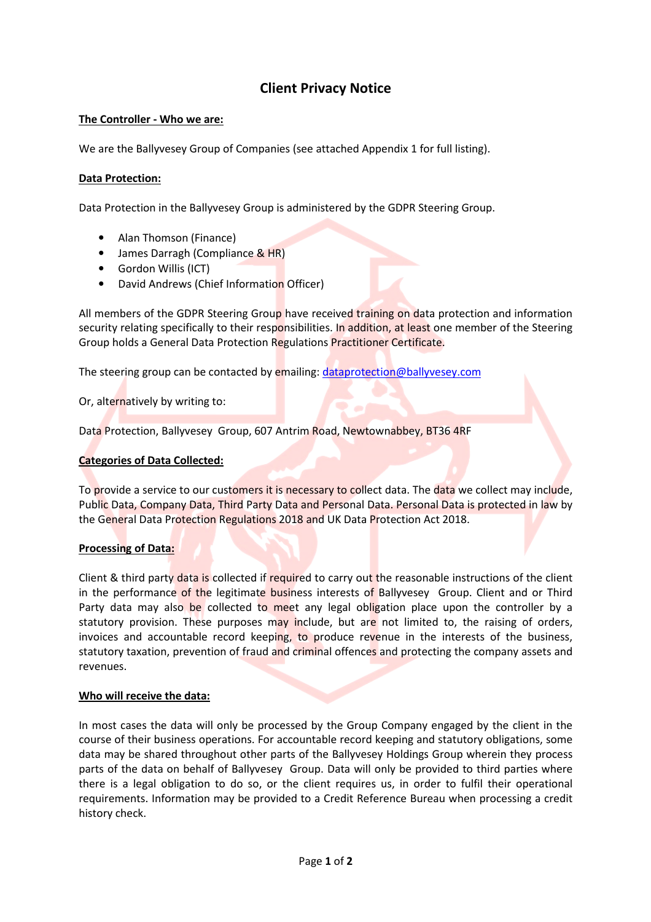# Client Privacy Notice

**The Controller - Who we are:**

We are the Ballyvesey Group of Companies (see attached Appendix 1 for full listing).

**Data Protection:**

Data Protection in the Ballyvesey Group is administered by the GDPR Steering Group.

- Alan Thomson (Finance)
- James Darragh (Compliance & HR)
- Gordon Willis (ICT)
- David Andrews (Chief Information Officer)

All members of the GDPR Steering Group have received training on data protection and information security relating specifically to their responsibilities. In addition, at least one member of the Steering Group holds a General Data Protection Regulations Practitioner Certificate.

The steering group can be contacted by emailing: dataprotection@ballyvesey.com

Or, alternatively by writing to:

Data Protection, Ballyvesey Group, 607 Antrim Road, Newtownabbey, BT36 4RF

**Categories of Data Collected:**

To provide a service to our customers it is necessary to collect data. The data we collect may include, Public Data, Company Data, Third Party Data and Personal Data. Personal Data is protected in law by the General Data Protection Regulations 2018 and UK Data Protection Act 2018.

**Processing of Data:**

Client & third party data is collected if required to carry out the reasonable instructions of the client in the performance of the legitimate business interests of Ballyvesey Group. Client and or Third Party data may also be collected to meet any legal obligation place upon the controller by a statutory provision. These purposes may include, but are not limited to, the raising of orders, invoices and accountable record keeping, to produce revenue in the interests of the business, statutory taxation, prevention of fraud and criminal offences and protecting the company assets and revenues.

**Who will receive the data:**

In most cases the data will only be processed by the Group Company engaged by the client in the course of their business operations. For accountable record keeping and statutory obligations, some data may be shared throughout other parts of the Ballyvesey Holdings Group wherein they process parts of the data on behalf of Ballyvesey Group. Data will only be provided to third parties where there is a legal obligation to do so, or the client requires us, in order to fulfil their operational requirements. Information may be provided to a Credit Reference Bureau when processing a credit history check.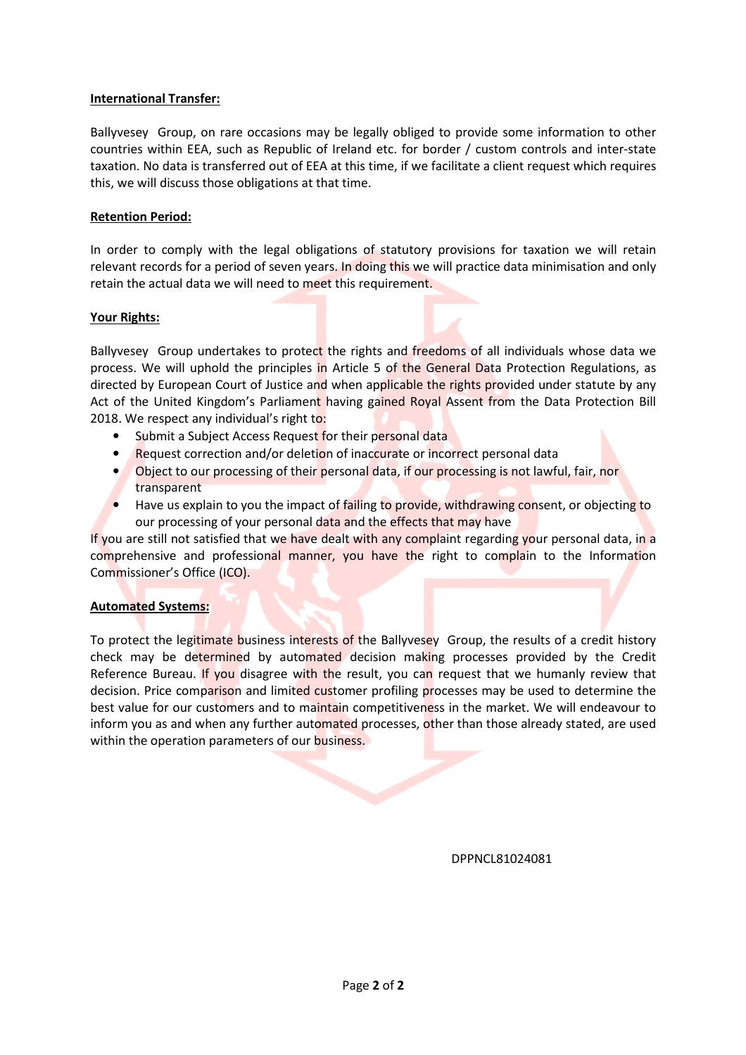**International Transfer:**

Ballyvesey Group, on rare occasions may be legally obliged to provide some information to other countries within EEA, such as Republic of Ireland etc. for border / custom controls and inter-state taxation. No data is transferred out of EEA at this time, if we facilitate a client request which requires this, we will discuss those obligations at that time.

**Retention Period:**

In order to comply with the legal obligations of statutory provisions for taxation we will retain relevant records for a period of seven years. In doing this we will practice data minimisation and only retain the actual data we will need to meet this requirement.

**Your Rights:**

Ballyvesey Group undertakes to protect the rights and freedoms of all individuals whose data we process. We will uphold the principles in Article 5 of the General Data Protection Regulations, as directed by European Court of Justice and when applicable the rights provided under statute by any Act of the United Kingdom's Parliament having gained Royal Assent from the Data Protection Bill 2018. We respect any individual's right to:

- Submit a Subject Access Request for their personal data
- Request correction and/or deletion of inaccurate or incorrect personal data
- Object to our processing of their personal data, if our processing is not lawful, fair, nor transparent
- Have us explain to you the impact of failing to provide, withdrawing consent, or objecting to our processing of your personal data and the effects that may have

If you are still not satisfied that we have dealt with any complaint regarding your personal data, in a comprehensive and professional manner, you have the right to complain to the Information Commissioner's Office (ICO).

**Automated Systems:**

To protect the legitimate business interests of the Ballyvesey Group, the results of a credit history check may be determined by automated decision making processes provided by the Credit Reference Bureau. If you disagree with the result, you can request that we humanly review that decision. Price comparison and limited customer profiling processes may be used to determine the best value for our customers and to maintain competitiveness in the market. We will endeavour to inform you as and when any further automated processes, other than those already stated, are used within the operation parameters of our business.

DPPNCL81024081